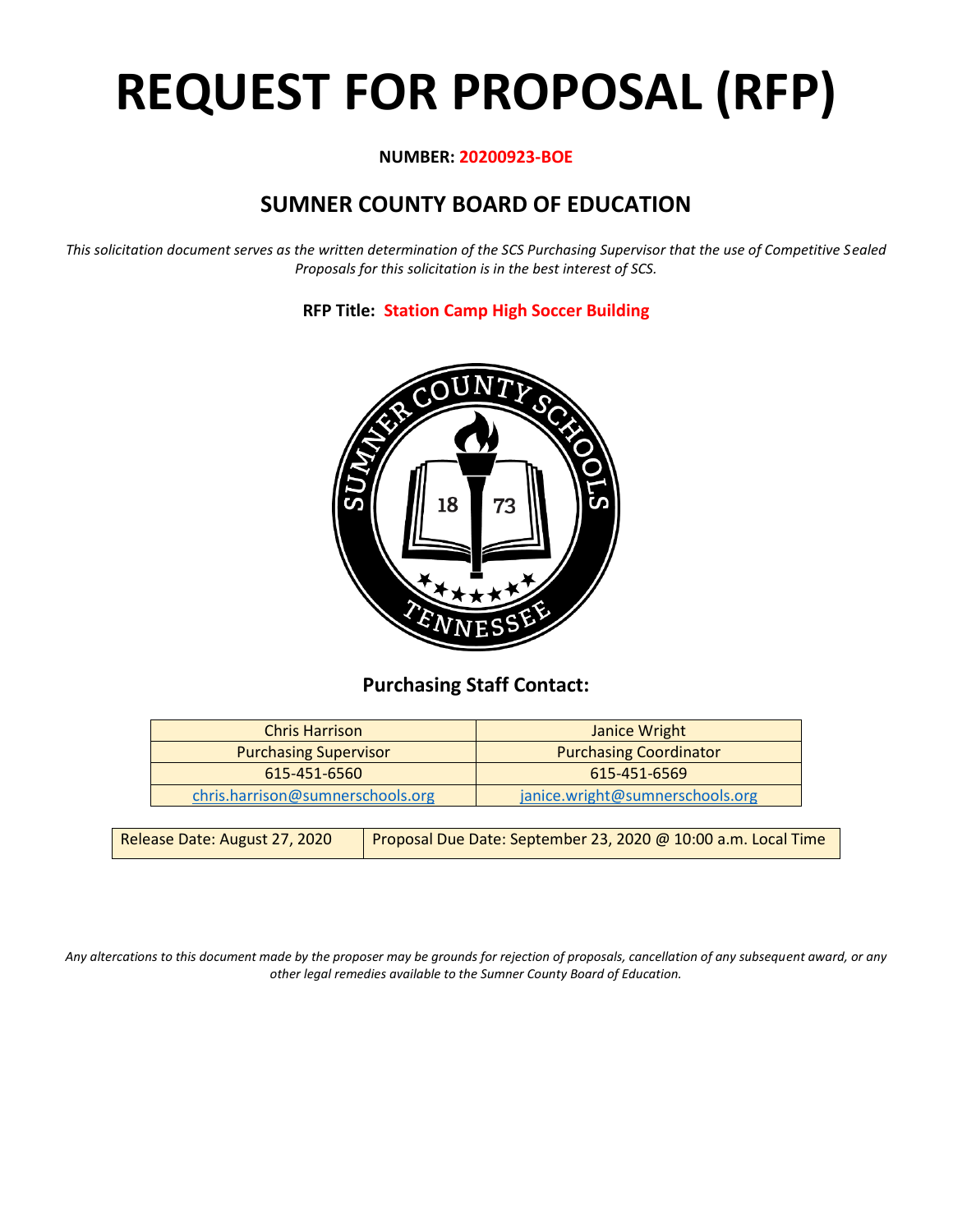# REQUEST FOR PROPOSAL (RFP)

**NUMBER: 20200923-BOE**

## SUMNER COUNTY BOARD OF EDUCATION

*This solicitation document serves as the written determination of the SCS Purchasing Supervisor that the use of Competitive Sealed Proposals for this solicitation is in the best interest of SCS.*

**RFP Title: Station Camp High Soccer Building**

### Purchasing Staff Contact:

| Chris Harrison | Janice Wright |
|---|---|
| Purchasing Supervisor | Purchasing Coordinator |
| 615-451-6560 | 615-451-6569 |
| chris.harrison@sumnerschools.org | janice.wright@sumnerschools.org |

| Release Date: August 27, 2020 | Proposal Due Date: September 23, 2020 @ 10:00 a.m. Local Time |
|---|---|

*Any altercations to this document made by the proposer may be grounds for rejection of proposals, cancellation of any subsequent award, or any other legal remedies available to the Sumner County Board of Education.*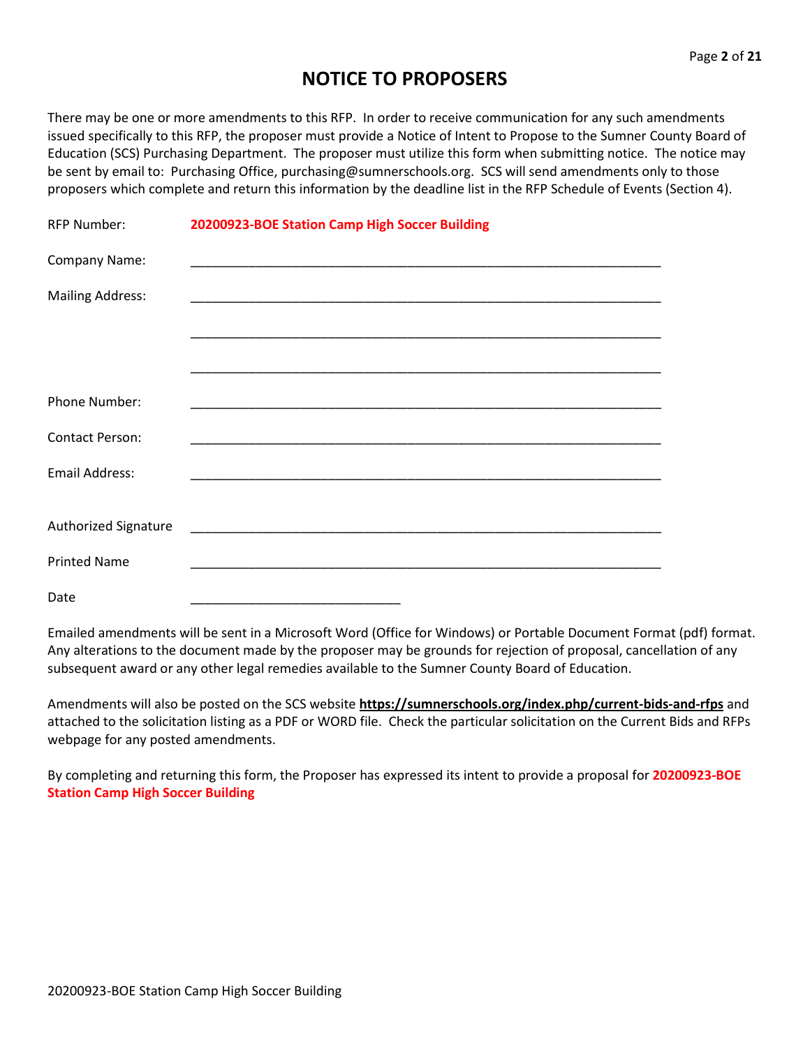# NOTICE TO PROPOSERS

There may be one or more amendments to this RFP. In order to receive communication for any such amendments issued specifically to this RFP, the proposer must provide a Notice of Intent to Propose to the Sumner County Board of Education (SCS) Purchasing Department. The proposer must utilize this form when submitting notice. The notice may be sent by email to: Purchasing Office, purchasing@sumnerschools.org. SCS will send amendments only to those proposers which complete and return this information by the deadline list in the RFP Schedule of Events (Section 4).

RFP Number: **20200923-BOE Station Camp High Soccer Building**

Company Name: ____________________________________________________________

Mailing Address: ____________________________________________________________

____________________________________________________________

____________________________________________________________

Phone Number: ____________________________________________________________

Contact Person: ____________________________________________________________

Email Address: ____________________________________________________________

Authorized Signature ____________________________________________________________

Printed Name ____________________________________________________________

Date ____________________________

Emailed amendments will be sent in a Microsoft Word (Office for Windows) or Portable Document Format (pdf) format. Any alterations to the document made by the proposer may be grounds for rejection of proposal, cancellation of any subsequent award or any other legal remedies available to the Sumner County Board of Education.

Amendments will also be posted on the SCS website **https://sumnerschools.org/index.php/current-bids-and-rfps** and attached to the solicitation listing as a PDF or WORD file. Check the particular solicitation on the Current Bids and RFPs webpage for any posted amendments.

By completing and returning this form, the Proposer has expressed its intent to provide a proposal for **20200923-BOE Station Camp High Soccer Building**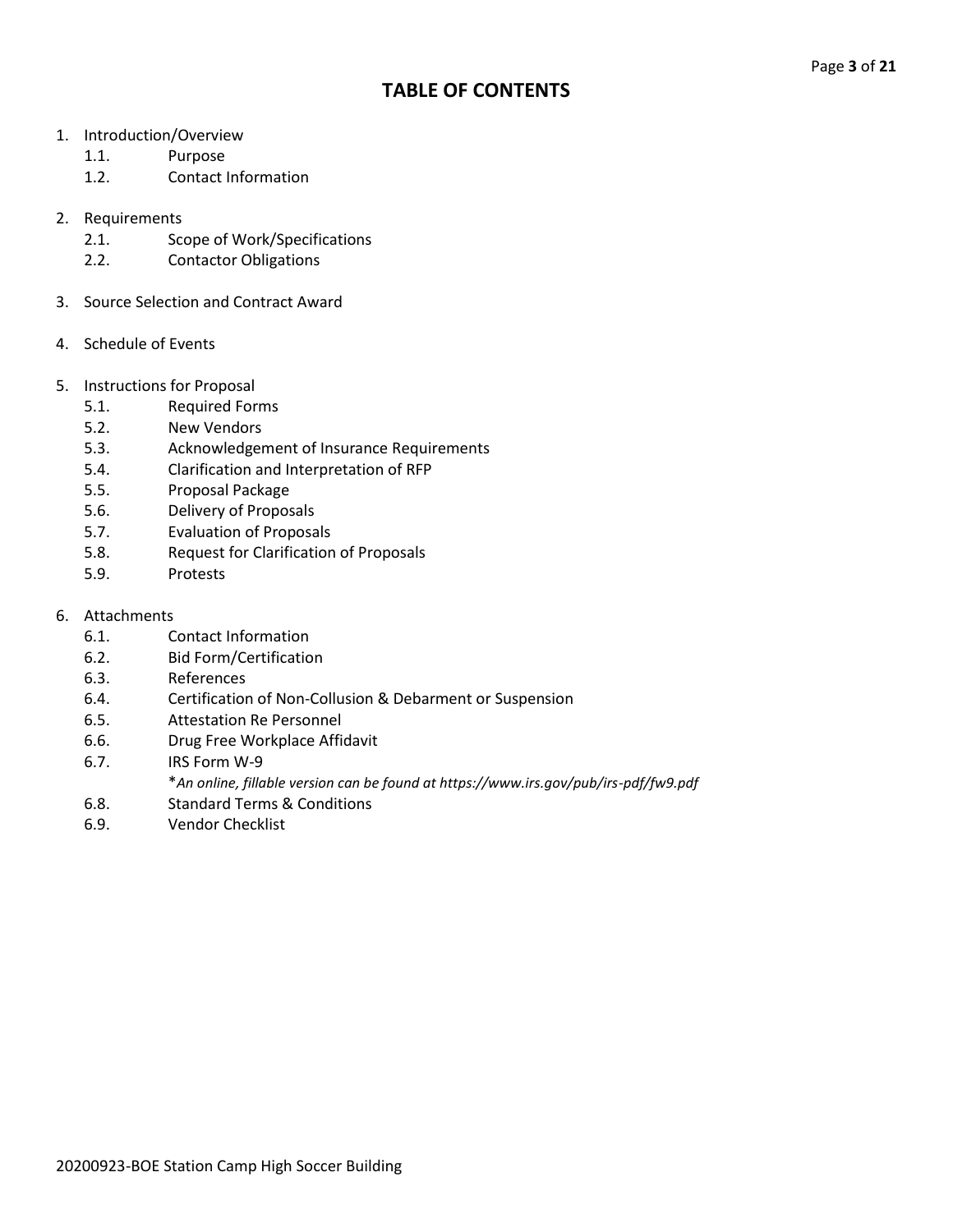# TABLE OF CONTENTS

1. Introduction/Overview
   - 1.1. Purpose
   - 1.2. Contact Information

2. Requirements
   - 2.1. Scope of Work/Specifications
   - 2.2. Contactor Obligations

3. Source Selection and Contract Award

4. Schedule of Events

5. Instructions for Proposal
   - 5.1. Required Forms
   - 5.2. New Vendors
   - 5.3. Acknowledgement of Insurance Requirements
   - 5.4. Clarification and Interpretation of RFP
   - 5.5. Proposal Package
   - 5.6. Delivery of Proposals
   - 5.7. Evaluation of Proposals
   - 5.8. Request for Clarification of Proposals
   - 5.9. Protests

6. Attachments
   - 6.1. Contact Information
   - 6.2. Bid Form/Certification
   - 6.3. References
   - 6.4. Certification of Non-Collusion & Debarment or Suspension
   - 6.5. Attestation Re Personnel
   - 6.6. Drug Free Workplace Affidavit
   - 6.7. IRS Form W-9

     **An online, fillable version can be found at https://www.irs.gov/pub/irs-pdf/fw9.pdf*
   - 6.8. Standard Terms & Conditions
   - 6.9. Vendor Checklist

20200923-BOE Station Camp High Soccer Building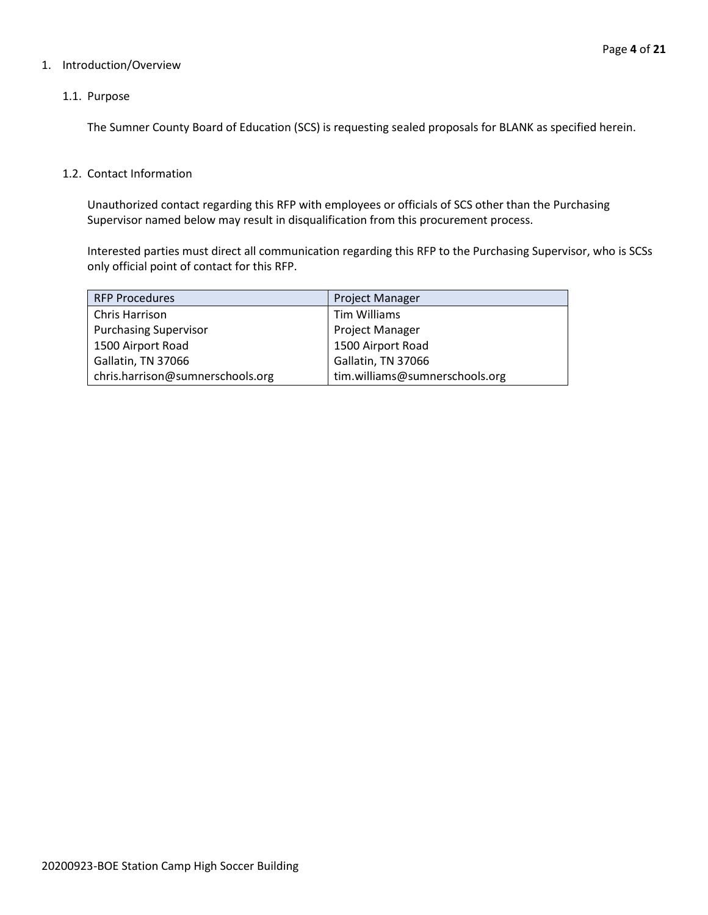1. Introduction/Overview

1.1. Purpose

The Sumner County Board of Education (SCS) is requesting sealed proposals for BLANK as specified herein.

1.2. Contact Information

Unauthorized contact regarding this RFP with employees or officials of SCS other than the Purchasing Supervisor named below may result in disqualification from this procurement process.

Interested parties must direct all communication regarding this RFP to the Purchasing Supervisor, who is SCSs only official point of contact for this RFP.

| RFP Procedures | Project Manager |
| --- | --- |
| Chris Harrison | Tim Williams |
| Purchasing Supervisor | Project Manager |
| 1500 Airport Road | 1500 Airport Road |
| Gallatin, TN 37066 | Gallatin, TN 37066 |
| chris.harrison@sumnerschools.org | tim.williams@sumnerschools.org |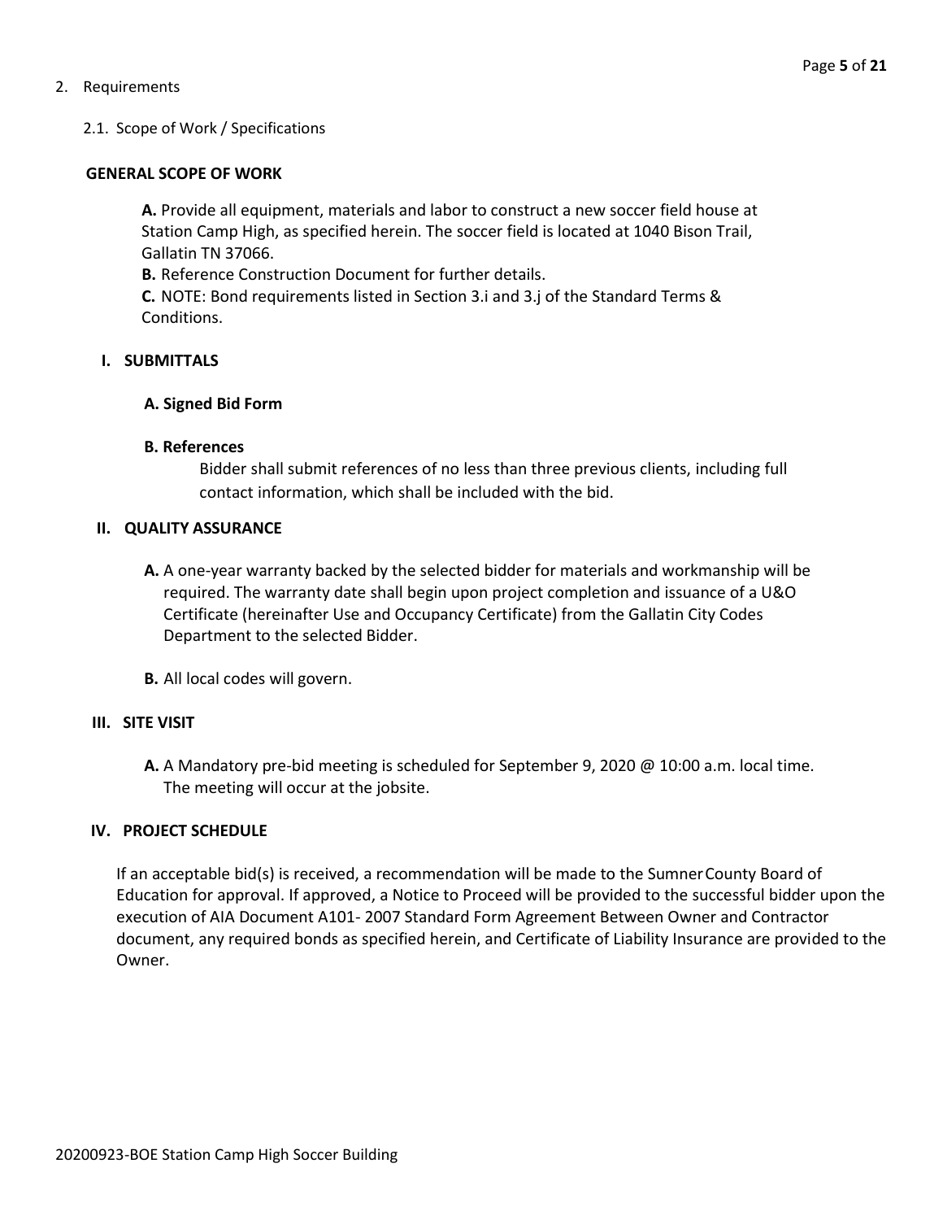2. Requirements

   2.1. Scope of Work / Specifications

**GENERAL SCOPE OF WORK**

**A.** Provide all equipment, materials and labor to construct a new soccer field house at Station Camp High, as specified herein. The soccer field is located at 1040 Bison Trail, Gallatin TN 37066.
**B.** Reference Construction Document for further details.
**C.** NOTE: Bond requirements listed in Section 3.i and 3.j of the Standard Terms & Conditions.

**I. SUBMITTALS**

**A. Signed Bid Form**

**B. References**

Bidder shall submit references of no less than three previous clients, including full contact information, which shall be included with the bid.

**II. QUALITY ASSURANCE**

**A.** A one-year warranty backed by the selected bidder for materials and workmanship will be required. The warranty date shall begin upon project completion and issuance of a U&O Certificate (hereinafter Use and Occupancy Certificate) from the Gallatin City Codes Department to the selected Bidder.

**B.** All local codes will govern.

**III. SITE VISIT**

**A.** A Mandatory pre-bid meeting is scheduled for September 9, 2020 @ 10:00 a.m. local time. The meeting will occur at the jobsite.

**IV. PROJECT SCHEDULE**

If an acceptable bid(s) is received, a recommendation will be made to the Sumner County Board of Education for approval. If approved, a Notice to Proceed will be provided to the successful bidder upon the execution of AIA Document A101- 2007 Standard Form Agreement Between Owner and Contractor document, any required bonds as specified herein, and Certificate of Liability Insurance are provided to the Owner.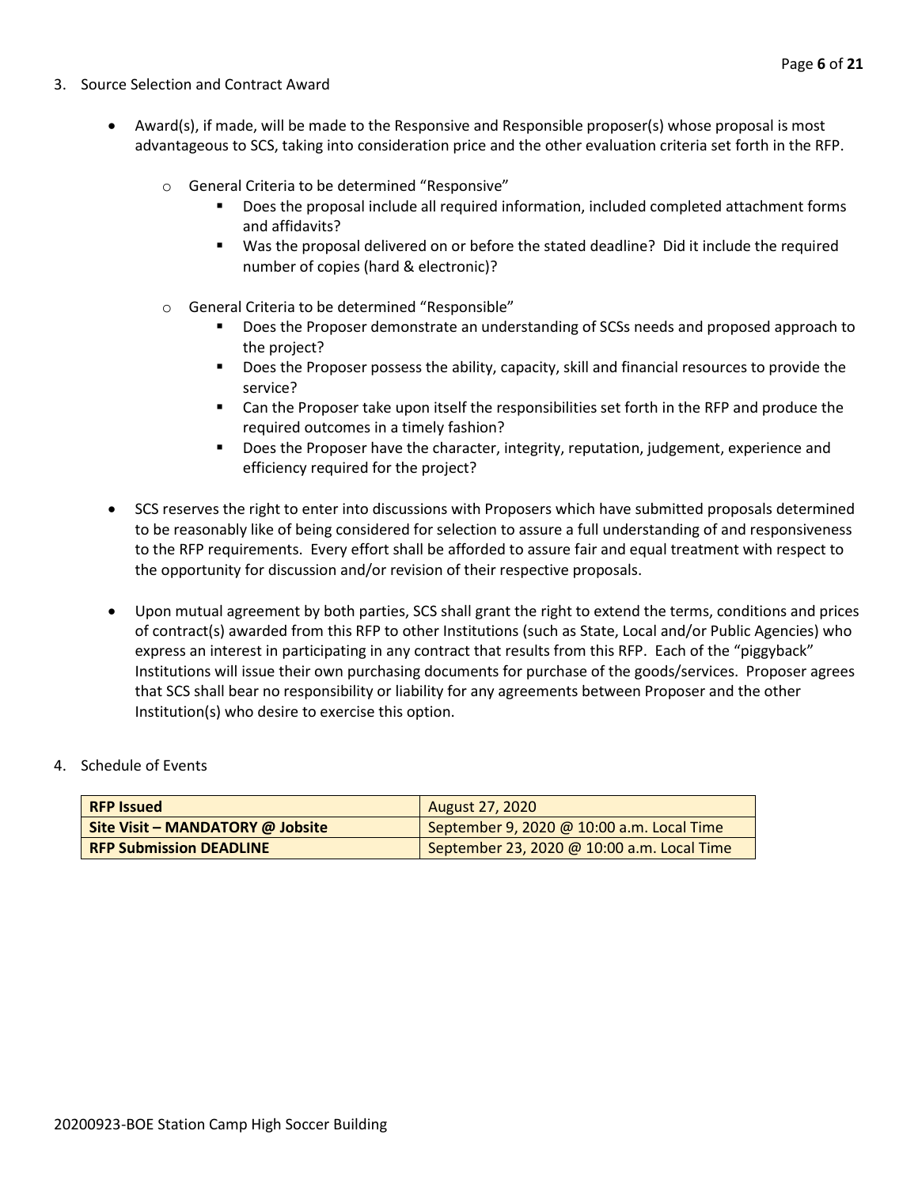3. Source Selection and Contract Award

- Award(s), if made, will be made to the Responsive and Responsible proposer(s) whose proposal is most advantageous to SCS, taking into consideration price and the other evaluation criteria set forth in the RFP.
    - General Criteria to be determined "Responsive"
        - Does the proposal include all required information, included completed attachment forms and affidavits?
        - Was the proposal delivered on or before the stated deadline? Did it include the required number of copies (hard & electronic)?
    - General Criteria to be determined "Responsible"
        - Does the Proposer demonstrate an understanding of SCSs needs and proposed approach to the project?
        - Does the Proposer possess the ability, capacity, skill and financial resources to provide the service?
        - Can the Proposer take upon itself the responsibilities set forth in the RFP and produce the required outcomes in a timely fashion?
        - Does the Proposer have the character, integrity, reputation, judgement, experience and efficiency required for the project?
- SCS reserves the right to enter into discussions with Proposers which have submitted proposals determined to be reasonably like of being considered for selection to assure a full understanding of and responsiveness to the RFP requirements. Every effort shall be afforded to assure fair and equal treatment with respect to the opportunity for discussion and/or revision of their respective proposals.
- Upon mutual agreement by both parties, SCS shall grant the right to extend the terms, conditions and prices of contract(s) awarded from this RFP to other Institutions (such as State, Local and/or Public Agencies) who express an interest in participating in any contract that results from this RFP. Each of the "piggyback" Institutions will issue their own purchasing documents for purchase of the goods/services. Proposer agrees that SCS shall bear no responsibility or liability for any agreements between Proposer and the other Institution(s) who desire to exercise this option.

4. Schedule of Events

| | |
|---|---|
| **RFP Issued** | August 27, 2020 |
| **Site Visit – MANDATORY @ Jobsite** | September 9, 2020 @ 10:00 a.m. Local Time |
| **RFP Submission DEADLINE** | September 23, 2020 @ 10:00 a.m. Local Time |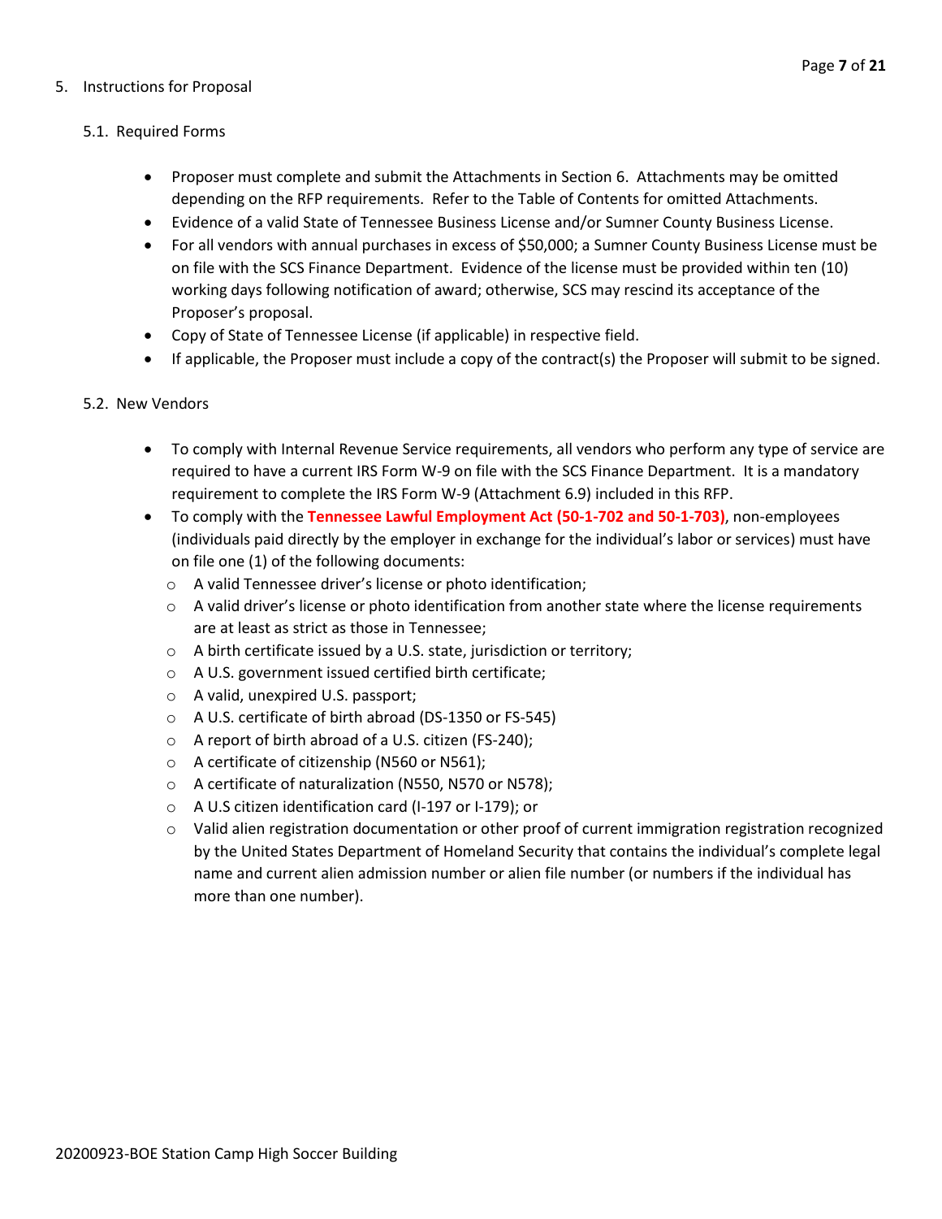## 5. Instructions for Proposal

### 5.1. Required Forms

- Proposer must complete and submit the Attachments in Section 6. Attachments may be omitted depending on the RFP requirements. Refer to the Table of Contents for omitted Attachments.
- Evidence of a valid State of Tennessee Business License and/or Sumner County Business License.
- For all vendors with annual purchases in excess of $50,000; a Sumner County Business License must be on file with the SCS Finance Department. Evidence of the license must be provided within ten (10) working days following notification of award; otherwise, SCS may rescind its acceptance of the Proposer's proposal.
- Copy of State of Tennessee License (if applicable) in respective field.
- If applicable, the Proposer must include a copy of the contract(s) the Proposer will submit to be signed.

### 5.2. New Vendors

- To comply with Internal Revenue Service requirements, all vendors who perform any type of service are required to have a current IRS Form W-9 on file with the SCS Finance Department. It is a mandatory requirement to complete the IRS Form W-9 (Attachment 6.9) included in this RFP.
- To comply with the **Tennessee Lawful Employment Act (50-1-702 and 50-1-703)**, non-employees (individuals paid directly by the employer in exchange for the individual's labor or services) must have on file one (1) of the following documents:
  - A valid Tennessee driver's license or photo identification;
  - A valid driver's license or photo identification from another state where the license requirements are at least as strict as those in Tennessee;
  - A birth certificate issued by a U.S. state, jurisdiction or territory;
  - A U.S. government issued certified birth certificate;
  - A valid, unexpired U.S. passport;
  - A U.S. certificate of birth abroad (DS-1350 or FS-545)
  - A report of birth abroad of a U.S. citizen (FS-240);
  - A certificate of citizenship (N560 or N561);
  - A certificate of naturalization (N550, N570 or N578);
  - A U.S citizen identification card (I-197 or I-179); or
  - Valid alien registration documentation or other proof of current immigration registration recognized by the United States Department of Homeland Security that contains the individual's complete legal name and current alien admission number or alien file number (or numbers if the individual has more than one number).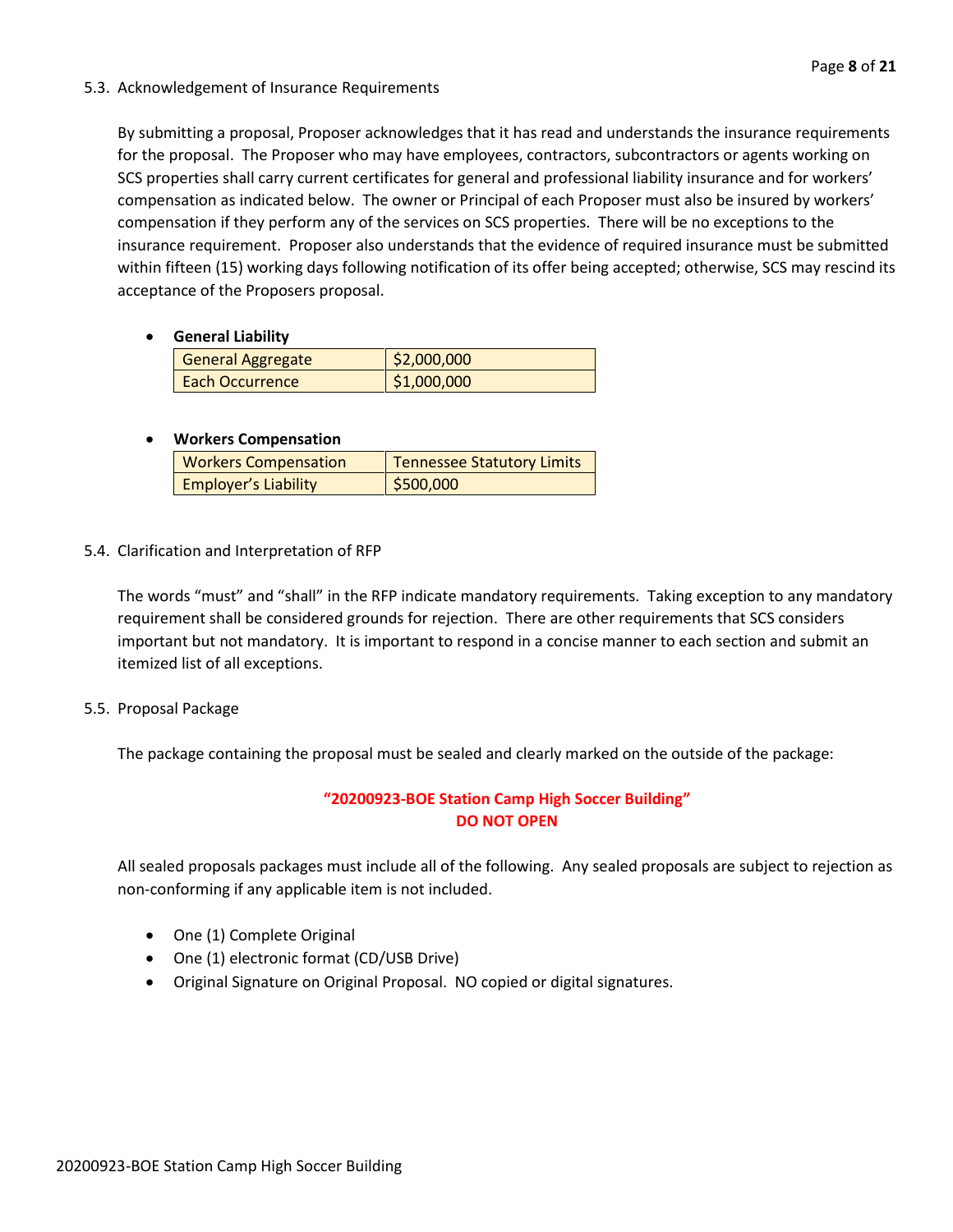### 5.3. Acknowledgement of Insurance Requirements

By submitting a proposal, Proposer acknowledges that it has read and understands the insurance requirements for the proposal. The Proposer who may have employees, contractors, subcontractors or agents working on SCS properties shall carry current certificates for general and professional liability insurance and for workers' compensation as indicated below. The owner or Principal of each Proposer must also be insured by workers' compensation if they perform any of the services on SCS properties. There will be no exceptions to the insurance requirement. Proposer also understands that the evidence of required insurance must be submitted within fifteen (15) working days following notification of its offer being accepted; otherwise, SCS may rescind its acceptance of the Proposers proposal.

- **General Liability**

| General Aggregate | $2,000,000 |
|---|---|
| Each Occurrence | $1,000,000 |

- **Workers Compensation**

| Workers Compensation | Tennessee Statutory Limits |
|---|---|
| Employer's Liability | $500,000 |

### 5.4. Clarification and Interpretation of RFP

The words "must" and "shall" in the RFP indicate mandatory requirements. Taking exception to any mandatory requirement shall be considered grounds for rejection. There are other requirements that SCS considers important but not mandatory. It is important to respond in a concise manner to each section and submit an itemized list of all exceptions.

### 5.5. Proposal Package

The package containing the proposal must be sealed and clearly marked on the outside of the package:

**"20200923-BOE Station Camp High Soccer Building"**
**DO NOT OPEN**

All sealed proposals packages must include all of the following. Any sealed proposals are subject to rejection as non-conforming if any applicable item is not included.

- One (1) Complete Original
- One (1) electronic format (CD/USB Drive)
- Original Signature on Original Proposal. NO copied or digital signatures.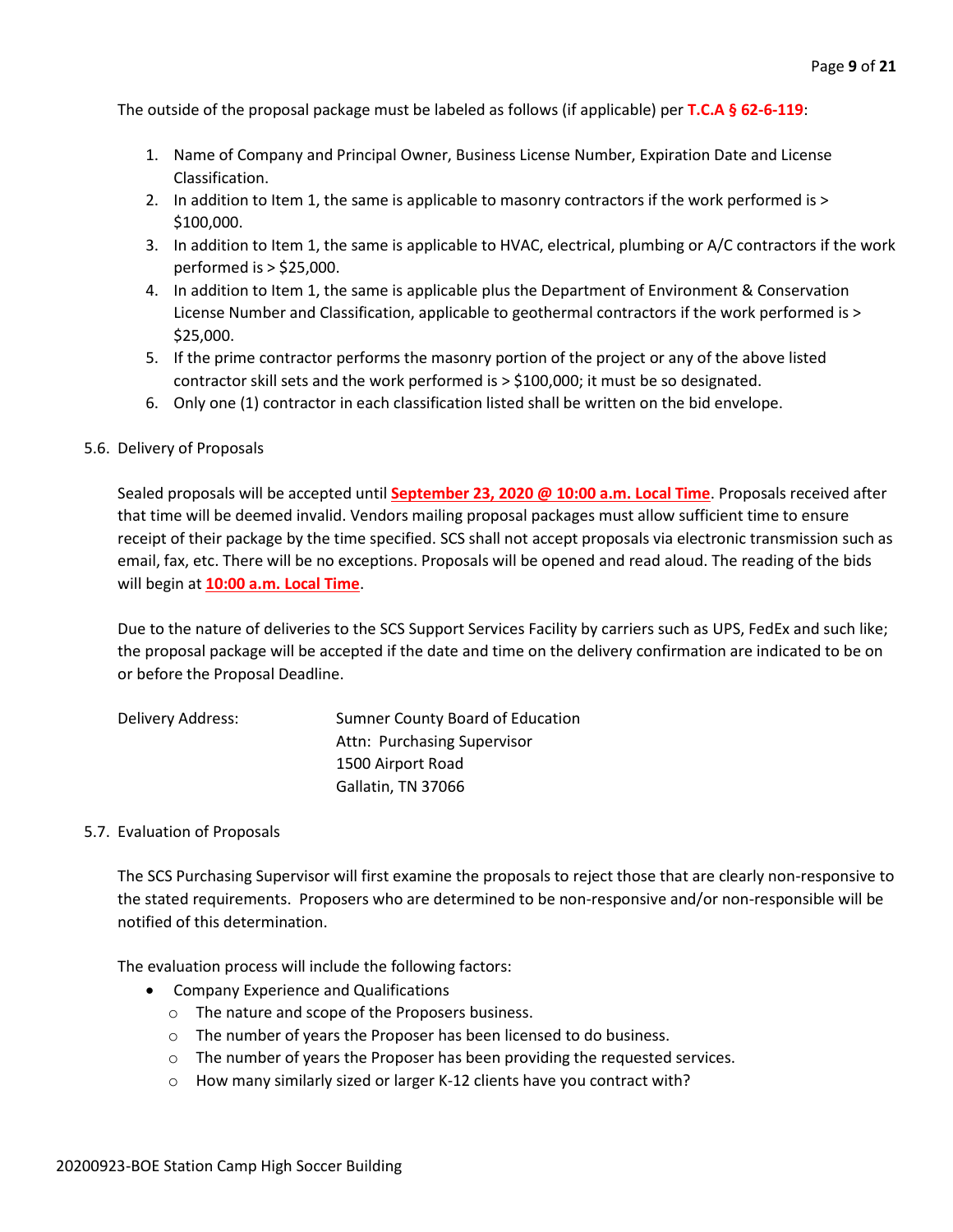The outside of the proposal package must be labeled as follows (if applicable) per **T.C.A § 62-6-119**:

1. Name of Company and Principal Owner, Business License Number, Expiration Date and License Classification.
2. In addition to Item 1, the same is applicable to masonry contractors if the work performed is > $100,000.
3. In addition to Item 1, the same is applicable to HVAC, electrical, plumbing or A/C contractors if the work performed is > $25,000.
4. In addition to Item 1, the same is applicable plus the Department of Environment & Conservation License Number and Classification, applicable to geothermal contractors if the work performed is > $25,000.
5. If the prime contractor performs the masonry portion of the project or any of the above listed contractor skill sets and the work performed is > $100,000; it must be so designated.
6. Only one (1) contractor in each classification listed shall be written on the bid envelope.

5.6. Delivery of Proposals

Sealed proposals will be accepted until **September 23, 2020 @ 10:00 a.m. Local Time**. Proposals received after that time will be deemed invalid. Vendors mailing proposal packages must allow sufficient time to ensure receipt of their package by the time specified. SCS shall not accept proposals via electronic transmission such as email, fax, etc. There will be no exceptions. Proposals will be opened and read aloud. The reading of the bids will begin at **10:00 a.m. Local Time**.

Due to the nature of deliveries to the SCS Support Services Facility by carriers such as UPS, FedEx and such like; the proposal package will be accepted if the date and time on the delivery confirmation are indicated to be on or before the Proposal Deadline.

Delivery Address:

Sumner County Board of Education
Attn: Purchasing Supervisor
1500 Airport Road
Gallatin, TN 37066

5.7. Evaluation of Proposals

The SCS Purchasing Supervisor will first examine the proposals to reject those that are clearly non-responsive to the stated requirements. Proposers who are determined to be non-responsive and/or non-responsible will be notified of this determination.

The evaluation process will include the following factors:

- Company Experience and Qualifications
  - The nature and scope of the Proposers business.
  - The number of years the Proposer has been licensed to do business.
  - The number of years the Proposer has been providing the requested services.
  - How many similarly sized or larger K-12 clients have you contract with?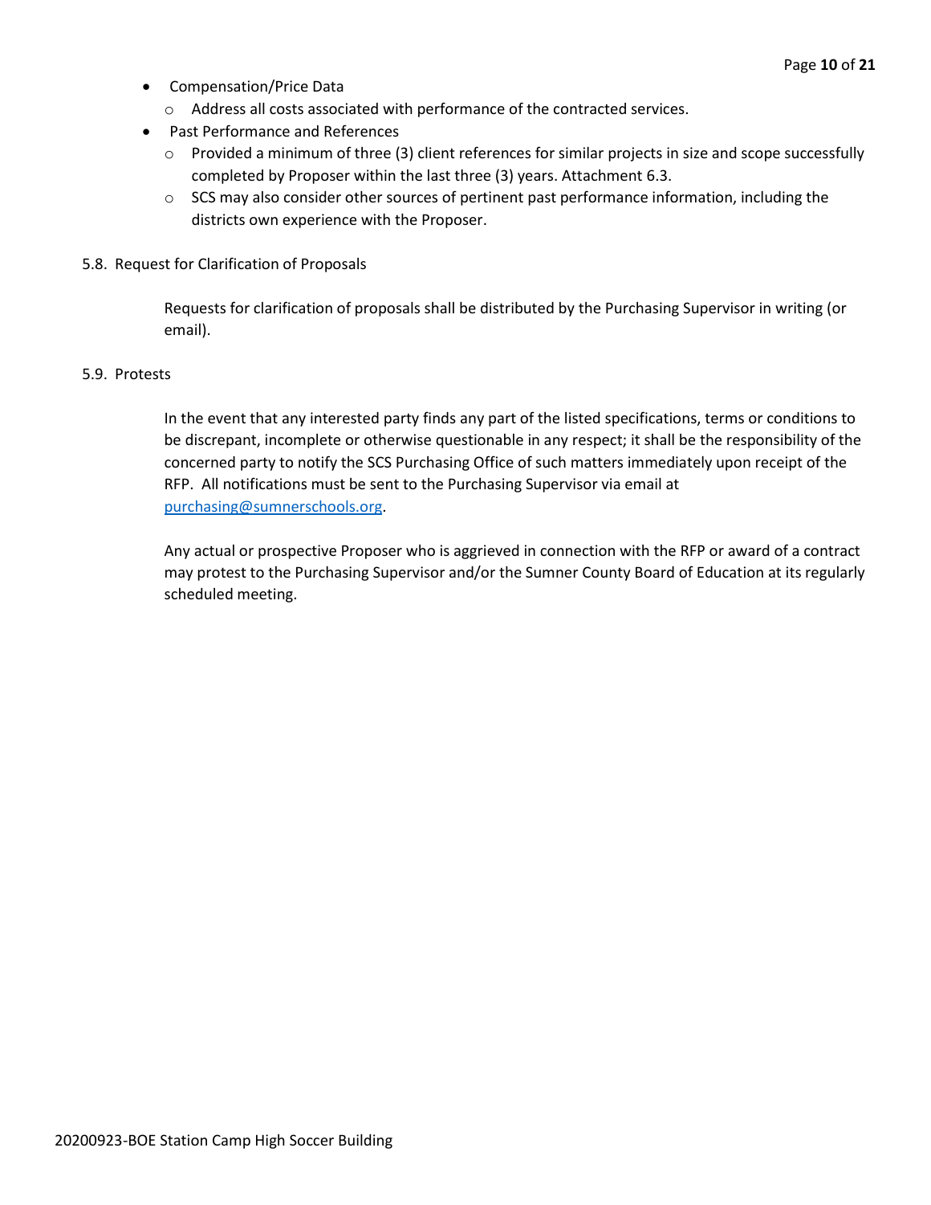- Compensation/Price Data
  - Address all costs associated with performance of the contracted services.
- Past Performance and References
  - Provided a minimum of three (3) client references for similar projects in size and scope successfully completed by Proposer within the last three (3) years. Attachment 6.3.
  - SCS may also consider other sources of pertinent past performance information, including the districts own experience with the Proposer.

5.8. Request for Clarification of Proposals

Requests for clarification of proposals shall be distributed by the Purchasing Supervisor in writing (or email).

5.9. Protests

In the event that any interested party finds any part of the listed specifications, terms or conditions to be discrepant, incomplete or otherwise questionable in any respect; it shall be the responsibility of the concerned party to notify the SCS Purchasing Office of such matters immediately upon receipt of the RFP. All notifications must be sent to the Purchasing Supervisor via email at purchasing@sumnerschools.org.

Any actual or prospective Proposer who is aggrieved in connection with the RFP or award of a contract may protest to the Purchasing Supervisor and/or the Sumner County Board of Education at its regularly scheduled meeting.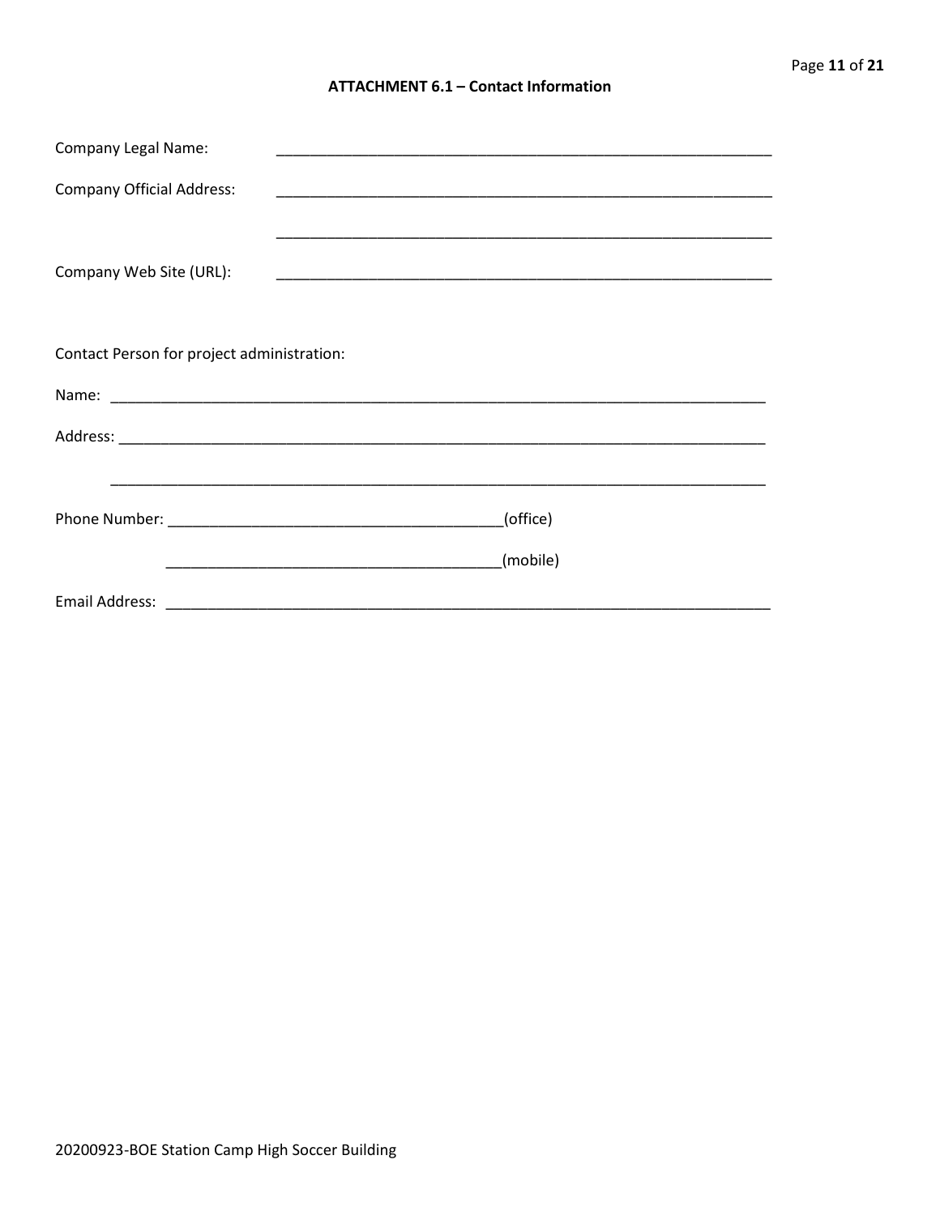### ATTACHMENT 6.1 – Contact Information

Company Legal Name: ____________________________________________________________

Company Official Address: ____________________________________________________________

____________________________________________________________

Company Web Site (URL): ____________________________________________________________

Contact Person for project administration:

Name: ________________________________________________________________________________

Address: ______________________________________________________________________________

________________________________________________________________________________

Phone Number: ________________________________________(office)

________________________________________(mobile)

Email Address: ________________________________________________________________________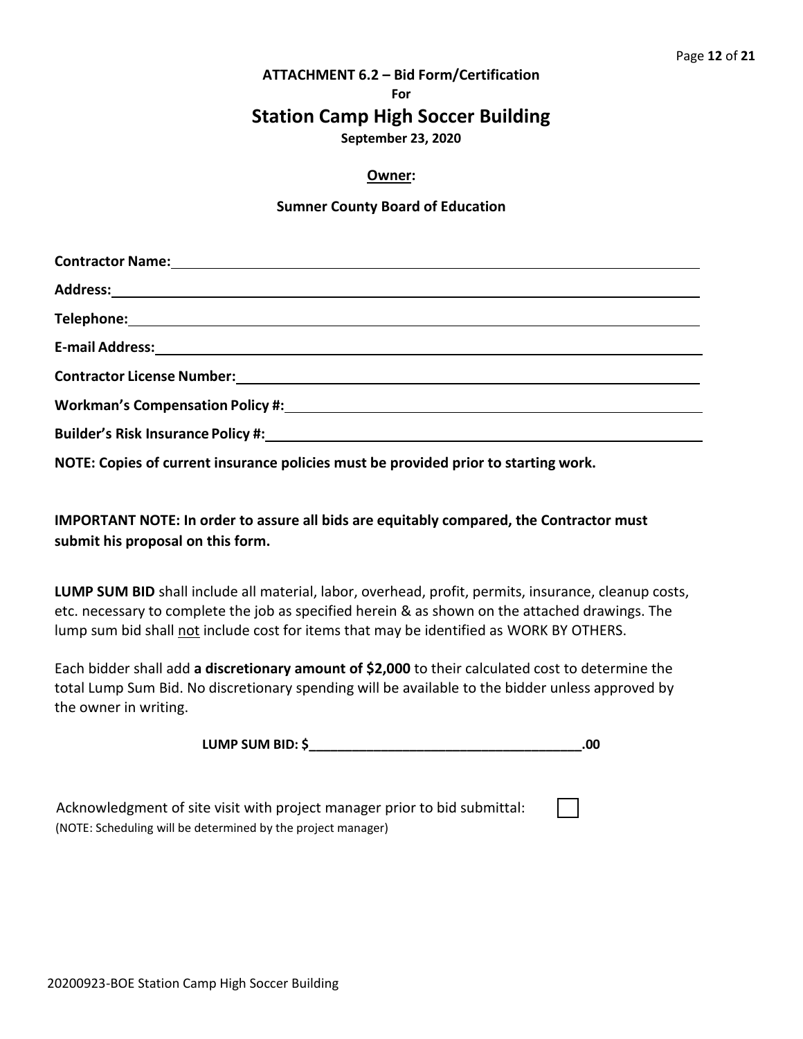**ATTACHMENT 6.2 – Bid Form/Certification**

**For**

## Station Camp High Soccer Building

**September 23, 2020**

**Owner:**

**Sumner County Board of Education**

**Contractor Name:** ______________________________________________

**Address:** ______________________________________________

**Telephone:** ______________________________________________

**E-mail Address:** ______________________________________________

**Contractor License Number:** ______________________________________________

**Workman's Compensation Policy #:** ______________________________________________

**Builder's Risk Insurance Policy #:** ______________________________________________

**NOTE: Copies of current insurance policies must be provided prior to starting work.**

**IMPORTANT NOTE: In order to assure all bids are equitably compared, the Contractor must submit his proposal on this form.**

**LUMP SUM BID** shall include all material, labor, overhead, profit, permits, insurance, cleanup costs, etc. necessary to complete the job as specified herein & as shown on the attached drawings. The lump sum bid shall <u>not</u> include cost for items that may be identified as WORK BY OTHERS.

Each bidder shall add **a discretionary amount of $2,000** to their calculated cost to determine the total Lump Sum Bid. No discretionary spending will be available to the bidder unless approved by the owner in writing.

**LUMP SUM BID: $______________________________________.00**

Acknowledgment of site visit with project manager prior to bid submittal: ☐
(NOTE: Scheduling will be determined by the project manager)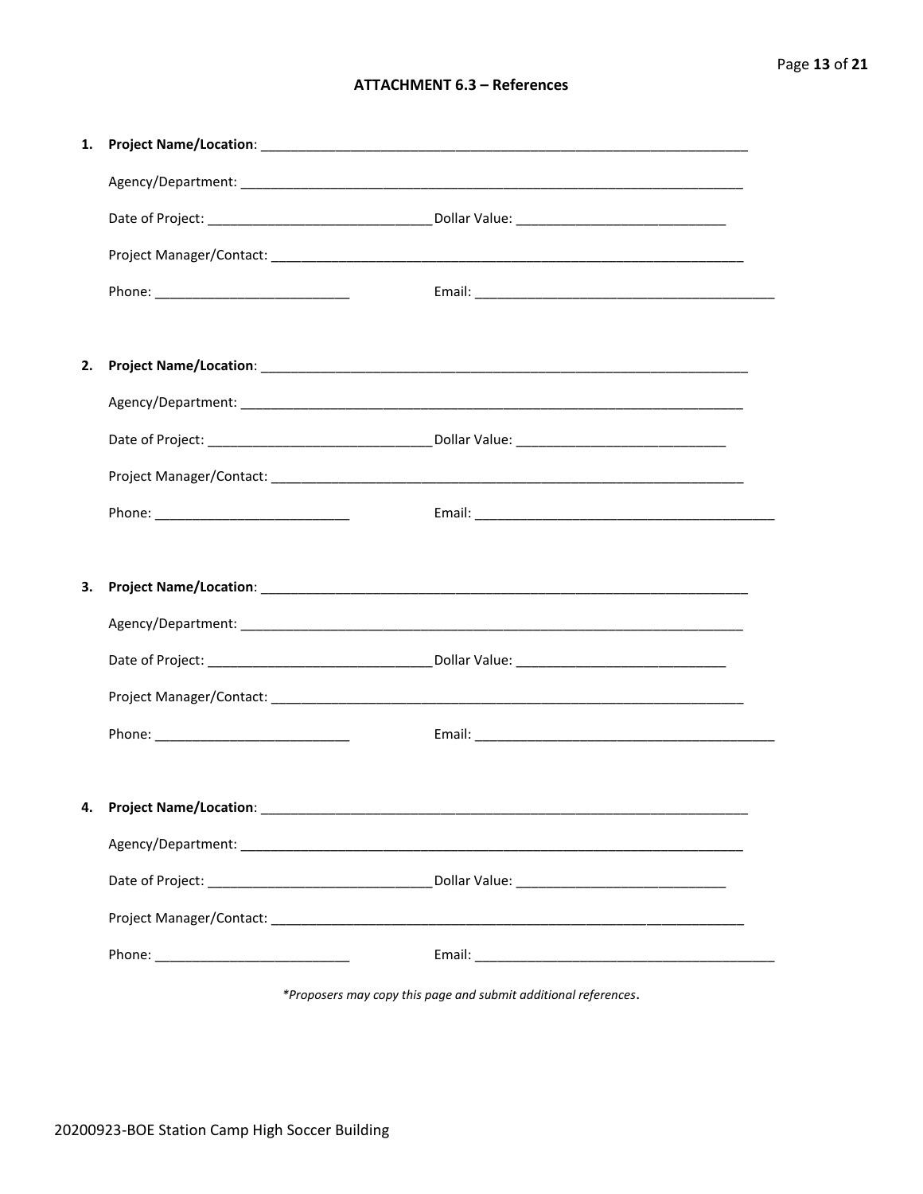## ATTACHMENT 6.3 – References

1. **Project Name/Location**: ___________________________________________________________________

   Agency/Department: ___________________________________________________________________

   Date of Project: ______________________________ Dollar Value: ____________________________

   Project Manager/Contact: _____________________________________________________________

   Phone: __________________________ Email: ________________________________________

2. **Project Name/Location**: ___________________________________________________________________

   Agency/Department: ___________________________________________________________________

   Date of Project: ______________________________ Dollar Value: ____________________________

   Project Manager/Contact: _____________________________________________________________

   Phone: __________________________ Email: ________________________________________

3. **Project Name/Location**: ___________________________________________________________________

   Agency/Department: ___________________________________________________________________

   Date of Project: ______________________________ Dollar Value: ____________________________

   Project Manager/Contact: _____________________________________________________________

   Phone: __________________________ Email: ________________________________________

4. **Project Name/Location**: ___________________________________________________________________

   Agency/Department: ___________________________________________________________________

   Date of Project: ______________________________ Dollar Value: ____________________________

   Project Manager/Contact: _____________________________________________________________

   Phone: __________________________ Email: ________________________________________

*\*Proposers may copy this page and submit additional references*.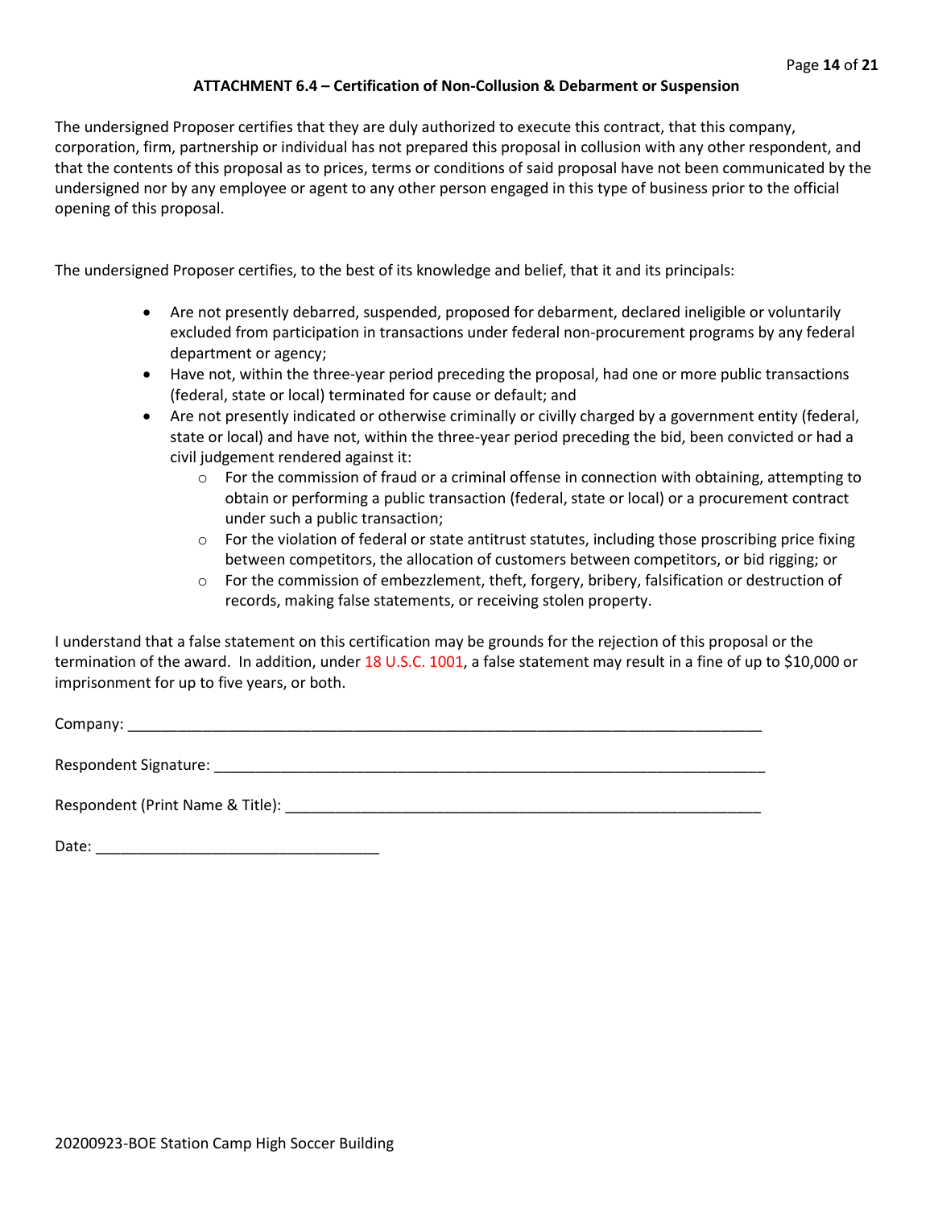### ATTACHMENT 6.4 – Certification of Non-Collusion & Debarment or Suspension

The undersigned Proposer certifies that they are duly authorized to execute this contract, that this company, corporation, firm, partnership or individual has not prepared this proposal in collusion with any other respondent, and that the contents of this proposal as to prices, terms or conditions of said proposal have not been communicated by the undersigned nor by any employee or agent to any other person engaged in this type of business prior to the official opening of this proposal.

The undersigned Proposer certifies, to the best of its knowledge and belief, that it and its principals:

- Are not presently debarred, suspended, proposed for debarment, declared ineligible or voluntarily excluded from participation in transactions under federal non-procurement programs by any federal department or agency;
- Have not, within the three-year period preceding the proposal, had one or more public transactions (federal, state or local) terminated for cause or default; and
- Are not presently indicated or otherwise criminally or civilly charged by a government entity (federal, state or local) and have not, within the three-year period preceding the bid, been convicted or had a civil judgement rendered against it:
  - For the commission of fraud or a criminal offense in connection with obtaining, attempting to obtain or performing a public transaction (federal, state or local) or a procurement contract under such a public transaction;
  - For the violation of federal or state antitrust statutes, including those proscribing price fixing between competitors, the allocation of customers between competitors, or bid rigging; or
  - For the commission of embezzlement, theft, forgery, bribery, falsification or destruction of records, making false statements, or receiving stolen property.

I understand that a false statement on this certification may be grounds for the rejection of this proposal or the termination of the award. In addition, under 18 U.S.C. 1001, a false statement may result in a fine of up to $10,000 or imprisonment for up to five years, or both.

Company: ______________________________________________________________________________

Respondent Signature: ____________________________________________________________________

Respondent (Print Name & Title): __________________________________________________________

Date: __________________________________

20200923-BOE Station Camp High Soccer Building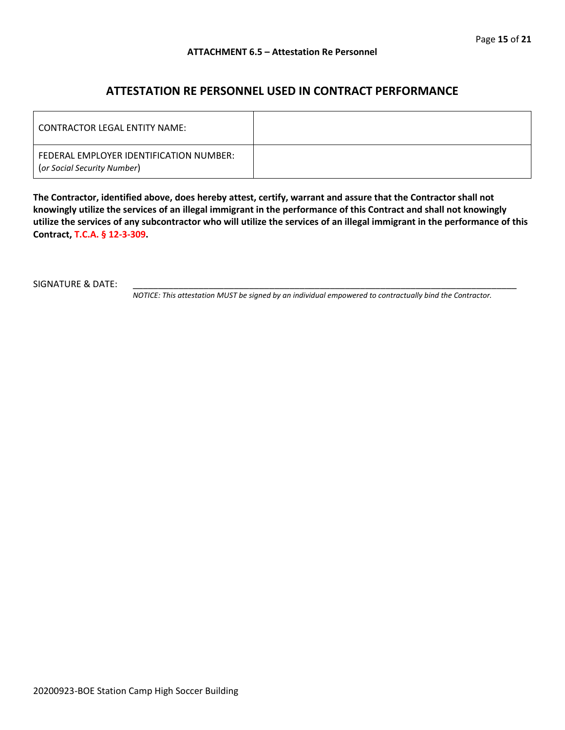**ATTACHMENT 6.5 – Attestation Re Personnel**

## ATTESTATION RE PERSONNEL USED IN CONTRACT PERFORMANCE

| CONTRACTOR LEGAL ENTITY NAME: | |
|---|---|
| FEDERAL EMPLOYER IDENTIFICATION NUMBER: (*or Social Security Number*) | |

**The Contractor, identified above, does hereby attest, certify, warrant and assure that the Contractor shall not knowingly utilize the services of an illegal immigrant in the performance of this Contract and shall not knowingly utilize the services of any subcontractor who will utilize the services of an illegal immigrant in the performance of this Contract, T.C.A. § 12-3-309.**

SIGNATURE & DATE: ____________________________________________________________________

*NOTICE: This attestation MUST be signed by an individual empowered to contractually bind the Contractor.*

20200923-BOE Station Camp High Soccer Building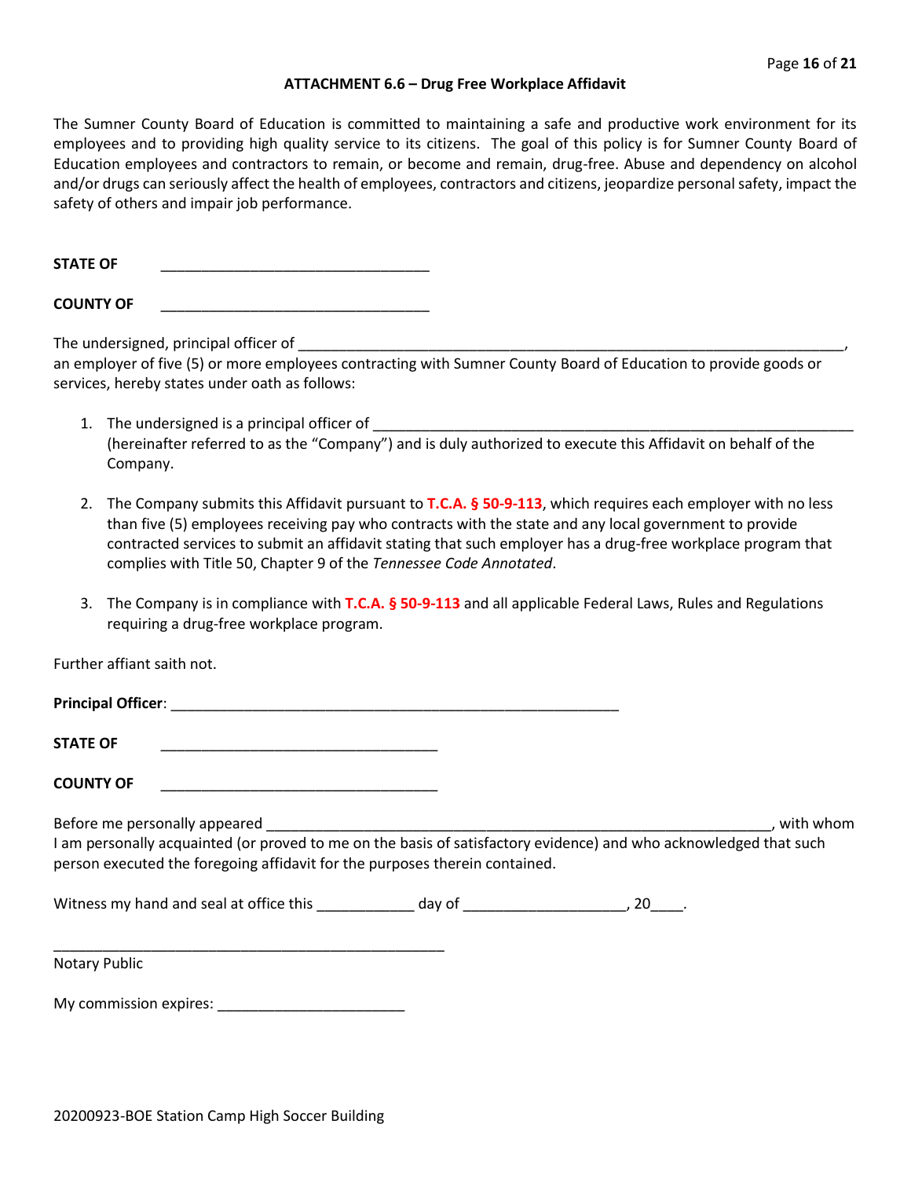## ATTACHMENT 6.6 – Drug Free Workplace Affidavit

The Sumner County Board of Education is committed to maintaining a safe and productive work environment for its employees and to providing high quality service to its citizens. The goal of this policy is for Sumner County Board of Education employees and contractors to remain, or become and remain, drug-free. Abuse and dependency on alcohol and/or drugs can seriously affect the health of employees, contractors and citizens, jeopardize personal safety, impact the safety of others and impair job performance.

**STATE OF** _______________________________

**COUNTY OF** _______________________________

The undersigned, principal officer of ________________________________________________________________, an employer of five (5) or more employees contracting with Sumner County Board of Education to provide goods or services, hereby states under oath as follows:

1. The undersigned is a principal officer of ________________________________________________________ (hereinafter referred to as the "Company") and is duly authorized to execute this Affidavit on behalf of the Company.

2. The Company submits this Affidavit pursuant to **T.C.A. § 50-9-113**, which requires each employer with no less than five (5) employees receiving pay who contracts with the state and any local government to provide contracted services to submit an affidavit stating that such employer has a drug-free workplace program that complies with Title 50, Chapter 9 of the *Tennessee Code Annotated*.

3. The Company is in compliance with **T.C.A. § 50-9-113** and all applicable Federal Laws, Rules and Regulations requiring a drug-free workplace program.

Further affiant saith not.

**Principal Officer**: ____________________________________________________

**STATE OF** ________________________________

**COUNTY OF** ________________________________

Before me personally appeared __________________________________________________________, with whom I am personally acquainted (or proved to me on the basis of satisfactory evidence) and who acknowledged that such person executed the foregoing affidavit for the purposes therein contained.

Witness my hand and seal at office this ___________ day of __________________, 20____.

_____________________________________________

Notary Public

My commission expires: ______________________

20200923-BOE Station Camp High Soccer Building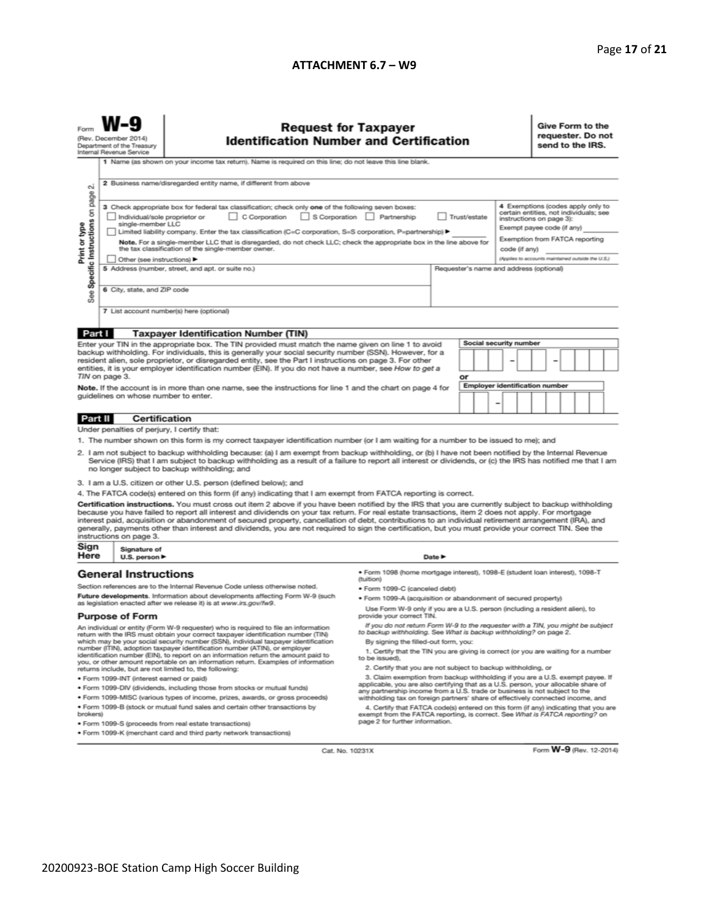## ATTACHMENT 6.7 – W9

Form **W-9**
(Rev. December 2014)
Department of the Treasury
Internal Revenue Service

# Request for Taxpayer Identification Number and Certification

**Give Form to the requester. Do not send to the IRS.**

Print or type
See **Specific Instructions** on page 2.

1 Name (as shown on your income tax return). Name is required on this line; do not leave this line blank.

2 Business name/disregarded entity name, if different from above

3 Check appropriate box for federal tax classification; check only **one** of the following seven boxes:

☐ Individual/sole proprietor or single-member LLC ☐ C Corporation ☐ S Corporation ☐ Partnership ☐ Trust/estate

☐ Limited liability company. Enter the tax classification (C=C corporation, S=S corporation, P=partnership) ► ________

**Note.** For a single-member LLC that is disregarded, do not check LLC; check the appropriate box in the line above for the tax classification of the single-member owner.

☐ Other (see instructions) ►

4 Exemptions (codes apply only to certain entities, not individuals; see instructions on page 3):

Exempt payee code (if any) ________

Exemption from FATCA reporting code (if any) ________

*(Applies to accounts maintained outside the U.S.)*

5 Address (number, street, and apt. or suite no.)

Requester's name and address (optional)

6 City, state, and ZIP code

7 List account number(s) here (optional)

**Part I Taxpayer Identification Number (TIN)**

Enter your TIN in the appropriate box. The TIN provided must match the name given on line 1 to avoid backup withholding. For individuals, this is generally your social security number (SSN). However, for a resident alien, sole proprietor, or disregarded entity, see the Part I instructions on page 3. For other entities, it is your employer identification number (EIN). If you do not have a number, see *How to get a TIN* on page 3.

**Note.** If the account is in more than one name, see the instructions for line 1 and the chart on page 4 for guidelines on whose number to enter.

**Social security number**

☐☐☐ – ☐☐ – ☐☐☐☐

**or**

**Employer identification number**

☐☐ – ☐☐☐☐☐☐☐

**Part II Certification**

Under penalties of perjury, I certify that:

1. The number shown on this form is my correct taxpayer identification number (or I am waiting for a number to be issued to me); and
2. I am not subject to backup withholding because: (a) I am exempt from backup withholding, or (b) I have not been notified by the Internal Revenue Service (IRS) that I am subject to backup withholding as a result of a failure to report all interest or dividends, or (c) the IRS has notified me that I am no longer subject to backup withholding; and
3. I am a U.S. citizen or other U.S. person (defined below); and
4. The FATCA code(s) entered on this form (if any) indicating that I am exempt from FATCA reporting is correct.

**Certification instructions.** You must cross out item 2 above if you have been notified by the IRS that you are currently subject to backup withholding because you have failed to report all interest and dividends on your tax return. For real estate transactions, item 2 does not apply. For mortgage interest paid, acquisition or abandonment of secured property, cancellation of debt, contributions to an individual retirement arrangement (IRA), and generally, payments other than interest and dividends, you are not required to sign the certification, but you must provide your correct TIN. See the instructions on page 3.

**Sign Here** Signature of U.S. person ► Date ►

## General Instructions

Section references are to the Internal Revenue Code unless otherwise noted.

**Future developments.** Information about developments affecting Form W-9 (such as legislation enacted after we release it) is at www.irs.gov/fw9.

### Purpose of Form

An individual or entity (Form W-9 requester) who is required to file an information return with the IRS must obtain your correct taxpayer identification number (TIN) which may be your social security number (SSN), individual taxpayer identification number (ITIN), adoption taxpayer identification number (ATIN), or employer identification number (EIN), to report on an information return the amount paid to you, or other amount reportable on an information return. Examples of information returns include, but are not limited to, the following:

- Form 1099-INT (interest earned or paid)
- Form 1099-DIV (dividends, including those from stocks or mutual funds)
- Form 1099-MISC (various types of income, prizes, awards, or gross proceeds)
- Form 1099-B (stock or mutual fund sales and certain other transactions by brokers)
- Form 1099-S (proceeds from real estate transactions)
- Form 1099-K (merchant card and third party network transactions)
- Form 1098 (home mortgage interest), 1098-E (student loan interest), 1098-T (tuition)
- Form 1099-C (canceled debt)
- Form 1099-A (acquisition or abandonment of secured property)

Use Form W-9 only if you are a U.S. person (including a resident alien), to provide your correct TIN.

*If you do not return Form W-9 to the requester with a TIN, you might be subject to backup withholding. See What is backup withholding? on page 2.*

By signing the filled-out form, you:

1. Certify that the TIN you are giving is correct (or you are waiting for a number to be issued),
2. Certify that you are not subject to backup withholding, or
3. Claim exemption from backup withholding if you are a U.S. exempt payee. If applicable, you are also certifying that as a U.S. person, your allocable share of any partnership income from a U.S. trade or business is not subject to the withholding tax on foreign partners' share of effectively connected income, and
4. Certify that FATCA code(s) entered on this form (if any) indicating that you are exempt from the FATCA reporting, is correct. See *What is FATCA reporting?* on page 2 for further information.

Cat. No. 10231X Form **W-9** (Rev. 12-2014)

20200923-BOE Station Camp High Soccer Building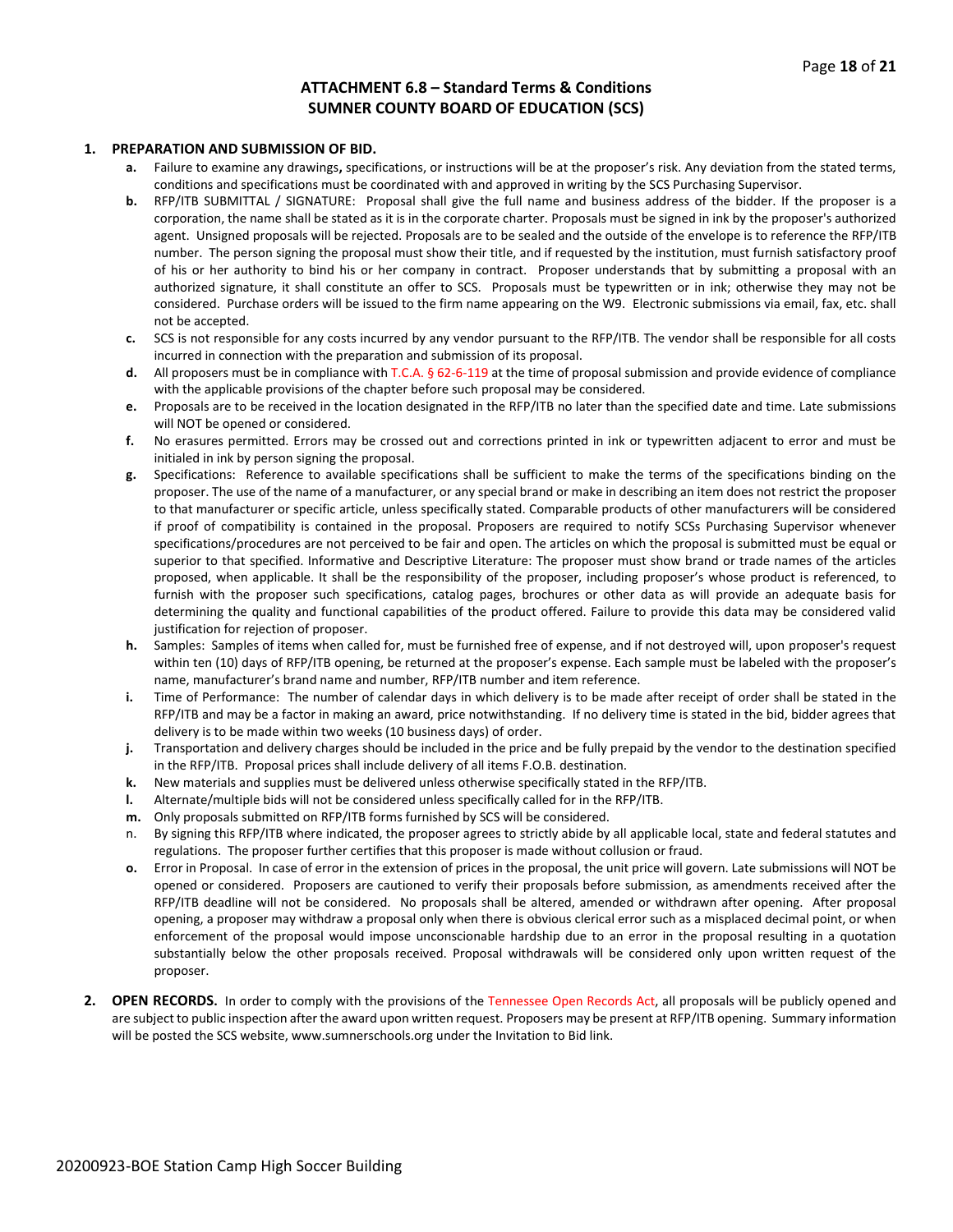## ATTACHMENT 6.8 – Standard Terms & Conditions
## SUMNER COUNTY BOARD OF EDUCATION (SCS)

1. **PREPARATION AND SUBMISSION OF BID.**
   - **a.** Failure to examine any drawings**,** specifications, or instructions will be at the proposer's risk. Any deviation from the stated terms, conditions and specifications must be coordinated with and approved in writing by the SCS Purchasing Supervisor.
   - **b.** RFP/ITB SUBMITTAL / SIGNATURE: Proposal shall give the full name and business address of the bidder. If the proposer is a corporation, the name shall be stated as it is in the corporate charter. Proposals must be signed in ink by the proposer's authorized agent. Unsigned proposals will be rejected. Proposals are to be sealed and the outside of the envelope is to reference the RFP/ITB number. The person signing the proposal must show their title, and if requested by the institution, must furnish satisfactory proof of his or her authority to bind his or her company in contract. Proposer understands that by submitting a proposal with an authorized signature, it shall constitute an offer to SCS. Proposals must be typewritten or in ink; otherwise they may not be considered. Purchase orders will be issued to the firm name appearing on the W9. Electronic submissions via email, fax, etc. shall not be accepted.
   - **c.** SCS is not responsible for any costs incurred by any vendor pursuant to the RFP/ITB. The vendor shall be responsible for all costs incurred in connection with the preparation and submission of its proposal.
   - **d.** All proposers must be in compliance with T.C.A. § 62-6-119 at the time of proposal submission and provide evidence of compliance with the applicable provisions of the chapter before such proposal may be considered.
   - **e.** Proposals are to be received in the location designated in the RFP/ITB no later than the specified date and time. Late submissions will NOT be opened or considered.
   - **f.** No erasures permitted. Errors may be crossed out and corrections printed in ink or typewritten adjacent to error and must be initialed in ink by person signing the proposal.
   - **g.** Specifications: Reference to available specifications shall be sufficient to make the terms of the specifications binding on the proposer. The use of the name of a manufacturer, or any special brand or make in describing an item does not restrict the proposer to that manufacturer or specific article, unless specifically stated. Comparable products of other manufacturers will be considered if proof of compatibility is contained in the proposal. Proposers are required to notify SCSs Purchasing Supervisor whenever specifications/procedures are not perceived to be fair and open. The articles on which the proposal is submitted must be equal or superior to that specified. Informative and Descriptive Literature: The proposer must show brand or trade names of the articles proposed, when applicable. It shall be the responsibility of the proposer, including proposer's whose product is referenced, to furnish with the proposer such specifications, catalog pages, brochures or other data as will provide an adequate basis for determining the quality and functional capabilities of the product offered. Failure to provide this data may be considered valid justification for rejection of proposer.
   - **h.** Samples: Samples of items when called for, must be furnished free of expense, and if not destroyed will, upon proposer's request within ten (10) days of RFP/ITB opening, be returned at the proposer's expense. Each sample must be labeled with the proposer's name, manufacturer's brand name and number, RFP/ITB number and item reference.
   - **i.** Time of Performance: The number of calendar days in which delivery is to be made after receipt of order shall be stated in the RFP/ITB and may be a factor in making an award, price notwithstanding. If no delivery time is stated in the bid, bidder agrees that delivery is to be made within two weeks (10 business days) of order.
   - **j.** Transportation and delivery charges should be included in the price and be fully prepaid by the vendor to the destination specified in the RFP/ITB. Proposal prices shall include delivery of all items F.O.B. destination.
   - **k.** New materials and supplies must be delivered unless otherwise specifically stated in the RFP/ITB.
   - **l.** Alternate/multiple bids will not be considered unless specifically called for in the RFP/ITB.
   - **m.** Only proposals submitted on RFP/ITB forms furnished by SCS will be considered.
   - n. By signing this RFP/ITB where indicated, the proposer agrees to strictly abide by all applicable local, state and federal statutes and regulations. The proposer further certifies that this proposer is made without collusion or fraud.
   - **o.** Error in Proposal. In case of error in the extension of prices in the proposal, the unit price will govern. Late submissions will NOT be opened or considered. Proposers are cautioned to verify their proposals before submission, as amendments received after the RFP/ITB deadline will not be considered. No proposals shall be altered, amended or withdrawn after opening. After proposal opening, a proposer may withdraw a proposal only when there is obvious clerical error such as a misplaced decimal point, or when enforcement of the proposal would impose unconscionable hardship due to an error in the proposal resulting in a quotation substantially below the other proposals received. Proposal withdrawals will be considered only upon written request of the proposer.

2. **OPEN RECORDS.** In order to comply with the provisions of the Tennessee Open Records Act, all proposals will be publicly opened and are subject to public inspection after the award upon written request. Proposers may be present at RFP/ITB opening. Summary information will be posted the SCS website, www.sumnerschools.org under the Invitation to Bid link.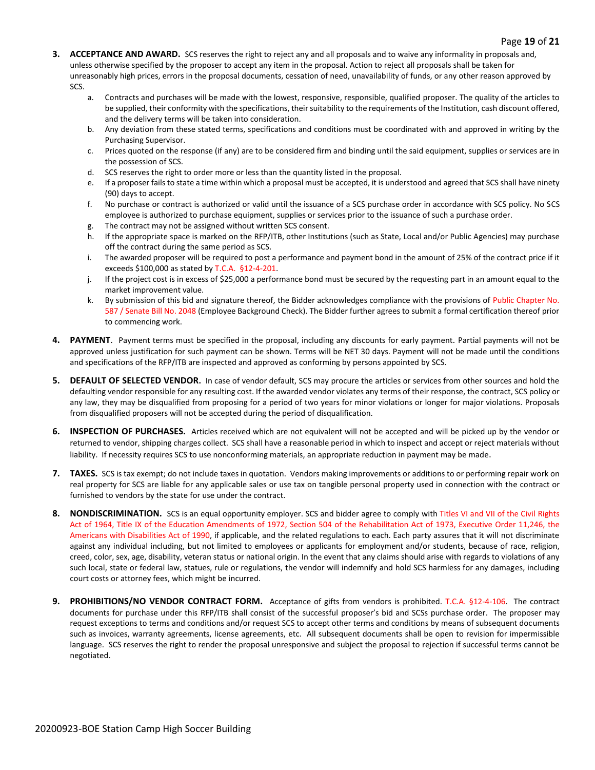3. **ACCEPTANCE AND AWARD.** SCS reserves the right to reject any and all proposals and to waive any informality in proposals and, unless otherwise specified by the proposer to accept any item in the proposal. Action to reject all proposals shall be taken for unreasonably high prices, errors in the proposal documents, cessation of need, unavailability of funds, or any other reason approved by SCS.
   a. Contracts and purchases will be made with the lowest, responsive, responsible, qualified proposer. The quality of the articles to be supplied, their conformity with the specifications, their suitability to the requirements of the Institution, cash discount offered, and the delivery terms will be taken into consideration.
   b. Any deviation from these stated terms, specifications and conditions must be coordinated with and approved in writing by the Purchasing Supervisor.
   c. Prices quoted on the response (if any) are to be considered firm and binding until the said equipment, supplies or services are in the possession of SCS.
   d. SCS reserves the right to order more or less than the quantity listed in the proposal.
   e. If a proposer fails to state a time within which a proposal must be accepted, it is understood and agreed that SCS shall have ninety (90) days to accept.
   f. No purchase or contract is authorized or valid until the issuance of a SCS purchase order in accordance with SCS policy. No SCS employee is authorized to purchase equipment, supplies or services prior to the issuance of such a purchase order.
   g. The contract may not be assigned without written SCS consent.
   h. If the appropriate space is marked on the RFP/ITB, other Institutions (such as State, Local and/or Public Agencies) may purchase off the contract during the same period as SCS.
   i. The awarded proposer will be required to post a performance and payment bond in the amount of 25% of the contract price if it exceeds $100,000 as stated by T.C.A. §12-4-201.
   j. If the project cost is in excess of $25,000 a performance bond must be secured by the requesting part in an amount equal to the market improvement value.
   k. By submission of this bid and signature thereof, the Bidder acknowledges compliance with the provisions of Public Chapter No. 587 / Senate Bill No. 2048 (Employee Background Check). The Bidder further agrees to submit a formal certification thereof prior to commencing work.

4. **PAYMENT**. Payment terms must be specified in the proposal, including any discounts for early payment. Partial payments will not be approved unless justification for such payment can be shown. Terms will be NET 30 days. Payment will not be made until the conditions and specifications of the RFP/ITB are inspected and approved as conforming by persons appointed by SCS.

5. **DEFAULT OF SELECTED VENDOR.** In case of vendor default, SCS may procure the articles or services from other sources and hold the defaulting vendor responsible for any resulting cost. If the awarded vendor violates any terms of their response, the contract, SCS policy or any law, they may be disqualified from proposing for a period of two years for minor violations or longer for major violations. Proposals from disqualified proposers will not be accepted during the period of disqualification.

6. **INSPECTION OF PURCHASES.** Articles received which are not equivalent will not be accepted and will be picked up by the vendor or returned to vendor, shipping charges collect. SCS shall have a reasonable period in which to inspect and accept or reject materials without liability. If necessity requires SCS to use nonconforming materials, an appropriate reduction in payment may be made.

7. **TAXES.** SCS is tax exempt; do not include taxes in quotation. Vendors making improvements or additions to or performing repair work on real property for SCS are liable for any applicable sales or use tax on tangible personal property used in connection with the contract or furnished to vendors by the state for use under the contract.

8. **NONDISCRIMINATION.** SCS is an equal opportunity employer. SCS and bidder agree to comply with Titles VI and VII of the Civil Rights Act of 1964, Title IX of the Education Amendments of 1972, Section 504 of the Rehabilitation Act of 1973, Executive Order 11,246, the Americans with Disabilities Act of 1990, if applicable, and the related regulations to each. Each party assures that it will not discriminate against any individual including, but not limited to employees or applicants for employment and/or students, because of race, religion, creed, color, sex, age, disability, veteran status or national origin. In the event that any claims should arise with regards to violations of any such local, state or federal law, statues, rule or regulations, the vendor will indemnify and hold SCS harmless for any damages, including court costs or attorney fees, which might be incurred.

9. **PROHIBITIONS/NO VENDOR CONTRACT FORM.** Acceptance of gifts from vendors is prohibited. T.C.A. §12-4-106. The contract documents for purchase under this RFP/ITB shall consist of the successful proposer's bid and SCSs purchase order. The proposer may request exceptions to terms and conditions and/or request SCS to accept other terms and conditions by means of subsequent documents such as invoices, warranty agreements, license agreements, etc. All subsequent documents shall be open to revision for impermissible language. SCS reserves the right to render the proposal unresponsive and subject the proposal to rejection if successful terms cannot be negotiated.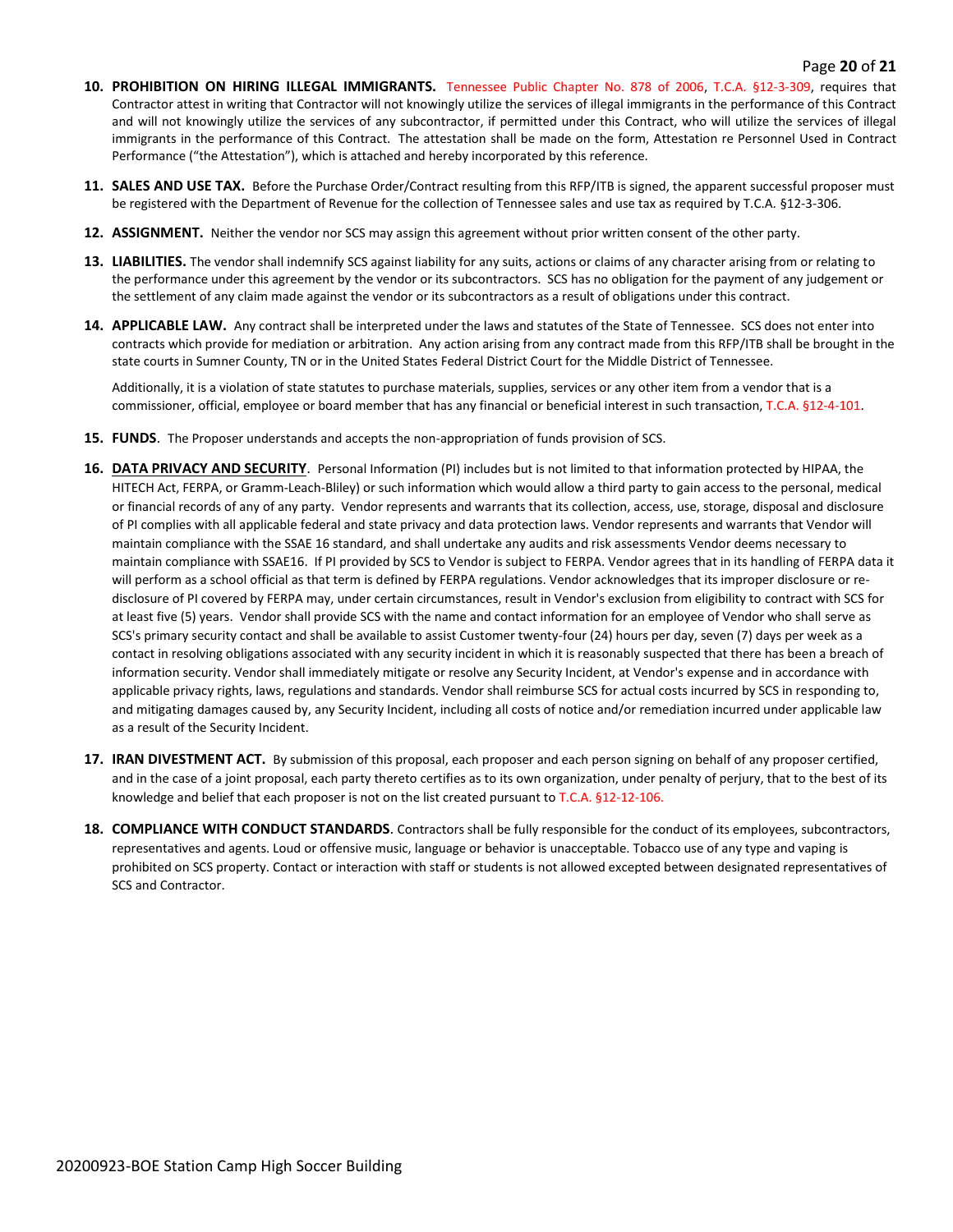10. **PROHIBITION ON HIRING ILLEGAL IMMIGRANTS.** Tennessee Public Chapter No. 878 of 2006, T.C.A. §12-3-309, requires that Contractor attest in writing that Contractor will not knowingly utilize the services of illegal immigrants in the performance of this Contract and will not knowingly utilize the services of any subcontractor, if permitted under this Contract, who will utilize the services of illegal immigrants in the performance of this Contract. The attestation shall be made on the form, Attestation re Personnel Used in Contract Performance ("the Attestation"), which is attached and hereby incorporated by this reference.

11. **SALES AND USE TAX.** Before the Purchase Order/Contract resulting from this RFP/ITB is signed, the apparent successful proposer must be registered with the Department of Revenue for the collection of Tennessee sales and use tax as required by T.C.A. §12-3-306.

12. **ASSIGNMENT.** Neither the vendor nor SCS may assign this agreement without prior written consent of the other party.

13. **LIABILITIES.** The vendor shall indemnify SCS against liability for any suits, actions or claims of any character arising from or relating to the performance under this agreement by the vendor or its subcontractors. SCS has no obligation for the payment of any judgement or the settlement of any claim made against the vendor or its subcontractors as a result of obligations under this contract.

14. **APPLICABLE LAW.** Any contract shall be interpreted under the laws and statutes of the State of Tennessee. SCS does not enter into contracts which provide for mediation or arbitration. Any action arising from any contract made from this RFP/ITB shall be brought in the state courts in Sumner County, TN or in the United States Federal District Court for the Middle District of Tennessee.

    Additionally, it is a violation of state statutes to purchase materials, supplies, services or any other item from a vendor that is a commissioner, official, employee or board member that has any financial or beneficial interest in such transaction, T.C.A. §12-4-101.

15. **FUNDS**. The Proposer understands and accepts the non-appropriation of funds provision of SCS.

16. **DATA PRIVACY AND SECURITY**. Personal Information (PI) includes but is not limited to that information protected by HIPAA, the HITECH Act, FERPA, or Gramm-Leach-Bliley) or such information which would allow a third party to gain access to the personal, medical or financial records of any of any party. Vendor represents and warrants that its collection, access, use, storage, disposal and disclosure of PI complies with all applicable federal and state privacy and data protection laws. Vendor represents and warrants that Vendor will maintain compliance with the SSAE 16 standard, and shall undertake any audits and risk assessments Vendor deems necessary to maintain compliance with SSAE16. If PI provided by SCS to Vendor is subject to FERPA. Vendor agrees that in its handling of FERPA data it will perform as a school official as that term is defined by FERPA regulations. Vendor acknowledges that its improper disclosure or re-disclosure of PI covered by FERPA may, under certain circumstances, result in Vendor's exclusion from eligibility to contract with SCS for at least five (5) years. Vendor shall provide SCS with the name and contact information for an employee of Vendor who shall serve as SCS's primary security contact and shall be available to assist Customer twenty-four (24) hours per day, seven (7) days per week as a contact in resolving obligations associated with any security incident in which it is reasonably suspected that there has been a breach of information security. Vendor shall immediately mitigate or resolve any Security Incident, at Vendor's expense and in accordance with applicable privacy rights, laws, regulations and standards. Vendor shall reimburse SCS for actual costs incurred by SCS in responding to, and mitigating damages caused by, any Security Incident, including all costs of notice and/or remediation incurred under applicable law as a result of the Security Incident.

17. **IRAN DIVESTMENT ACT.** By submission of this proposal, each proposer and each person signing on behalf of any proposer certified, and in the case of a joint proposal, each party thereto certifies as to its own organization, under penalty of perjury, that to the best of its knowledge and belief that each proposer is not on the list created pursuant to T.C.A. §12-12-106.

18. **COMPLIANCE WITH CONDUCT STANDARDS**. Contractors shall be fully responsible for the conduct of its employees, subcontractors, representatives and agents. Loud or offensive music, language or behavior is unacceptable. Tobacco use of any type and vaping is prohibited on SCS property. Contact or interaction with staff or students is not allowed excepted between designated representatives of SCS and Contractor.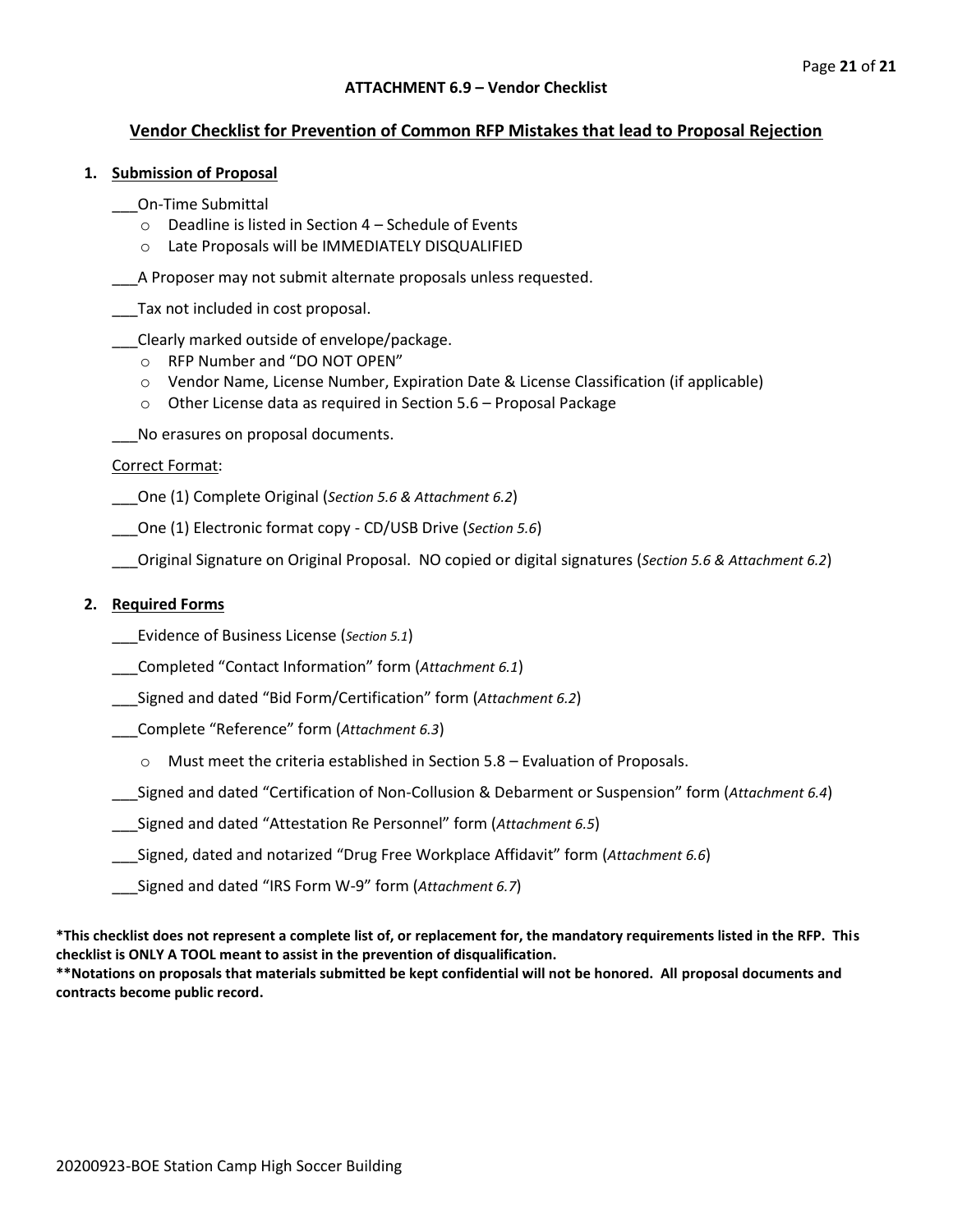## ATTACHMENT 6.9 – Vendor Checklist

### Vendor Checklist for Prevention of Common RFP Mistakes that lead to Proposal Rejection

1. **Submission of Proposal**

   ___On-Time Submittal
   - Deadline is listed in Section 4 – Schedule of Events
   - Late Proposals will be IMMEDIATELY DISQUALIFIED

   ___A Proposer may not submit alternate proposals unless requested.

   ___Tax not included in cost proposal.

   ___Clearly marked outside of envelope/package.
   - RFP Number and "DO NOT OPEN"
   - Vendor Name, License Number, Expiration Date & License Classification (if applicable)
   - Other License data as required in Section 5.6 – Proposal Package

   ___No erasures on proposal documents.

   Correct Format:

   ___One (1) Complete Original (*Section 5.6 & Attachment 6.2*)

   ___One (1) Electronic format copy - CD/USB Drive (*Section 5.6*)

   ___Original Signature on Original Proposal. NO copied or digital signatures (*Section 5.6 & Attachment 6.2*)

2. **Required Forms**

   ___Evidence of Business License (*Section 5.1*)

   ___Completed "Contact Information" form (*Attachment 6.1*)

   ___Signed and dated "Bid Form/Certification" form (*Attachment 6.2*)

   ___Complete "Reference" form (*Attachment 6.3*)
   - Must meet the criteria established in Section 5.8 – Evaluation of Proposals.

   ___Signed and dated "Certification of Non-Collusion & Debarment or Suspension" form (*Attachment 6.4*)

   ___Signed and dated "Attestation Re Personnel" form (*Attachment 6.5*)

   ___Signed, dated and notarized "Drug Free Workplace Affidavit" form (*Attachment 6.6*)

   ___Signed and dated "IRS Form W-9" form (*Attachment 6.7*)

**\*This checklist does not represent a complete list of, or replacement for, the mandatory requirements listed in the RFP. This checklist is ONLY A TOOL meant to assist in the prevention of disqualification.**

**\*\*Notations on proposals that materials submitted be kept confidential will not be honored. All proposal documents and contracts become public record.**